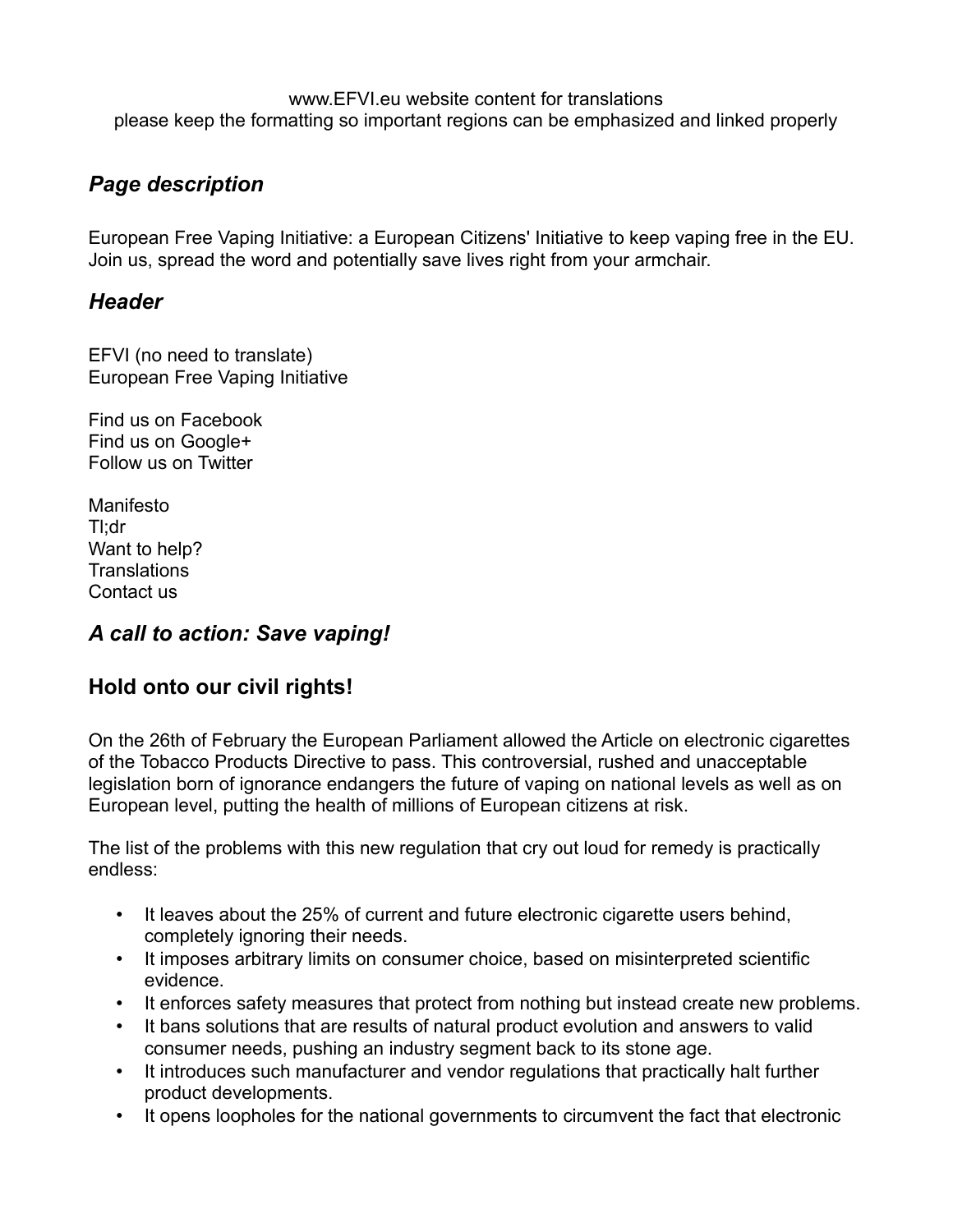www.EFVI.eu website content for translations
please keep the formatting so important regions can be emphasized and linked properly

## *Page description*

European Free Vaping Initiative: a European Citizens' Initiative to keep vaping free in the EU. Join us, spread the word and potentially save lives right from your armchair.

## *Header*

EFVI (no need to translate)
European Free Vaping Initiative

Find us on Facebook
Find us on Google+
Follow us on Twitter

Manifesto
Tl;dr
Want to help?
Translations
Contact us

## *A call to action: Save vaping!*

## Hold onto our civil rights!

On the 26th of February the European Parliament allowed the Article on electronic cigarettes of the Tobacco Products Directive to pass. This controversial, rushed and unacceptable legislation born of ignorance endangers the future of vaping on national levels as well as on European level, putting the health of millions of European citizens at risk.

The list of the problems with this new regulation that cry out loud for remedy is practically endless:

- It leaves about the 25% of current and future electronic cigarette users behind, completely ignoring their needs.
- It imposes arbitrary limits on consumer choice, based on misinterpreted scientific evidence.
- It enforces safety measures that protect from nothing but instead create new problems.
- It bans solutions that are results of natural product evolution and answers to valid consumer needs, pushing an industry segment back to its stone age.
- It introduces such manufacturer and vendor regulations that practically halt further product developments.
- It opens loopholes for the national governments to circumvent the fact that electronic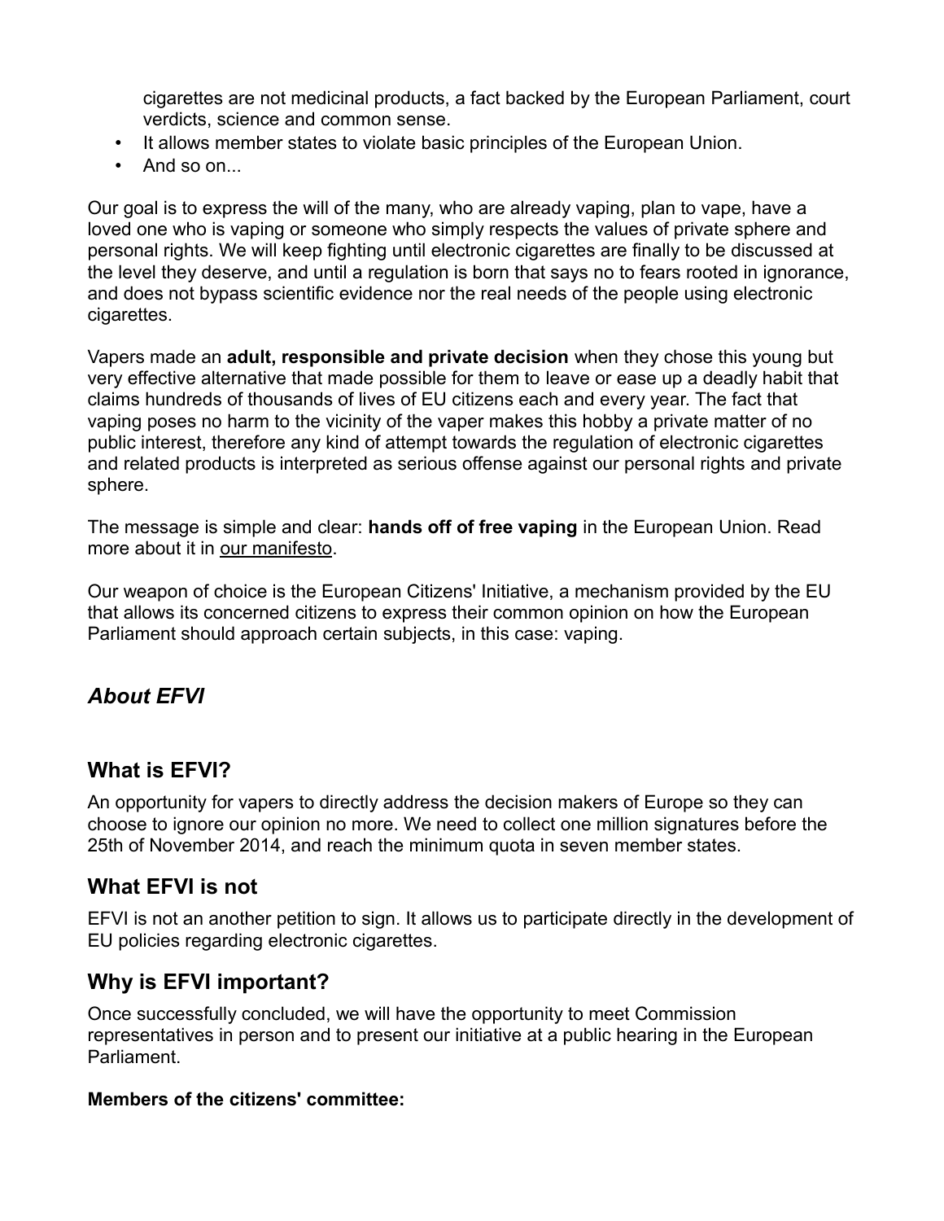cigarettes are not medicinal products, a fact backed by the European Parliament, court verdicts, science and common sense.
- It allows member states to violate basic principles of the European Union.
- And so on...

Our goal is to express the will of the many, who are already vaping, plan to vape, have a loved one who is vaping or someone who simply respects the values of private sphere and personal rights. We will keep fighting until electronic cigarettes are finally to be discussed at the level they deserve, and until a regulation is born that says no to fears rooted in ignorance, and does not bypass scientific evidence nor the real needs of the people using electronic cigarettes.

Vapers made an **adult, responsible and private decision** when they chose this young but very effective alternative that made possible for them to leave or ease up a deadly habit that claims hundreds of thousands of lives of EU citizens each and every year. The fact that vaping poses no harm to the vicinity of the vaper makes this hobby a private matter of no public interest, therefore any kind of attempt towards the regulation of electronic cigarettes and related products is interpreted as serious offense against our personal rights and private sphere.

The message is simple and clear: **hands off of free vaping** in the European Union. Read more about it in our manifesto.

Our weapon of choice is the European Citizens' Initiative, a mechanism provided by the EU that allows its concerned citizens to express their common opinion on how the European Parliament should approach certain subjects, in this case: vaping.

## *About EFVI*

### What is EFVI?

An opportunity for vapers to directly address the decision makers of Europe so they can choose to ignore our opinion no more. We need to collect one million signatures before the 25th of November 2014, and reach the minimum quota in seven member states.

### What EFVI is not

EFVI is not an another petition to sign. It allows us to participate directly in the development of EU policies regarding electronic cigarettes.

### Why is EFVI important?

Once successfully concluded, we will have the opportunity to meet Commission representatives in person and to present our initiative at a public hearing in the European Parliament.

**Members of the citizens' committee:**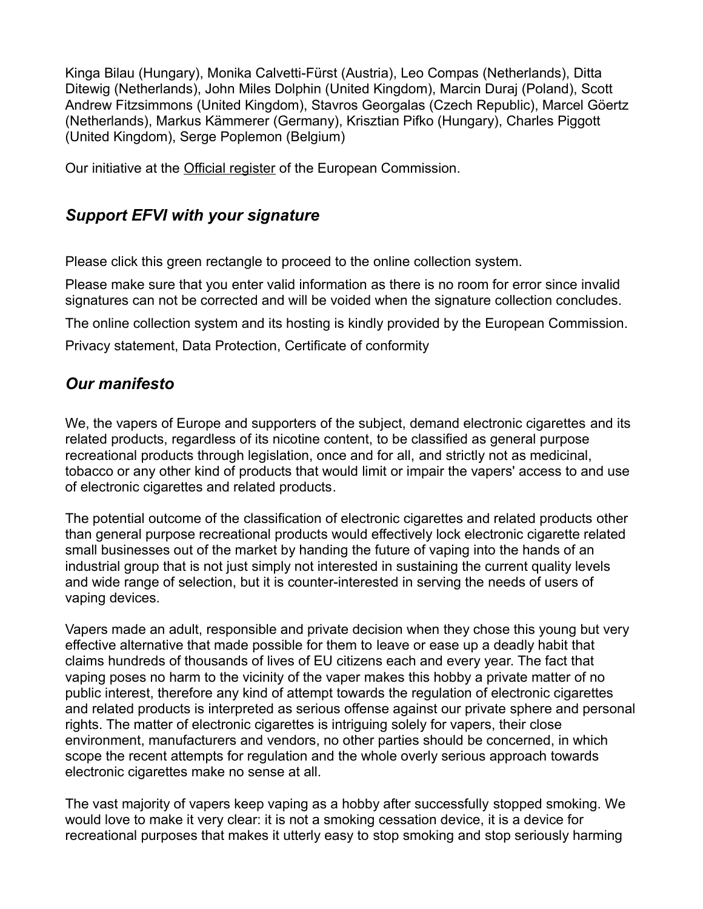Kinga Bilau (Hungary), Monika Calvetti-Fürst (Austria), Leo Compas (Netherlands), Ditta Ditewig (Netherlands), John Miles Dolphin (United Kingdom), Marcin Duraj (Poland), Scott Andrew Fitzsimmons (United Kingdom), Stavros Georgalas (Czech Republic), Marcel Göertz (Netherlands), Markus Kämmerer (Germany), Krisztian Pifko (Hungary), Charles Piggott (United Kingdom), Serge Poplemon (Belgium)

Our initiative at the Official register of the European Commission.

## *Support EFVI with your signature*

Please click this green rectangle to proceed to the online collection system.

Please make sure that you enter valid information as there is no room for error since invalid signatures can not be corrected and will be voided when the signature collection concludes.

The online collection system and its hosting is kindly provided by the European Commission.

Privacy statement, Data Protection, Certificate of conformity

## *Our manifesto*

We, the vapers of Europe and supporters of the subject, demand electronic cigarettes and its related products, regardless of its nicotine content, to be classified as general purpose recreational products through legislation, once and for all, and strictly not as medicinal, tobacco or any other kind of products that would limit or impair the vapers' access to and use of electronic cigarettes and related products.

The potential outcome of the classification of electronic cigarettes and related products other than general purpose recreational products would effectively lock electronic cigarette related small businesses out of the market by handing the future of vaping into the hands of an industrial group that is not just simply not interested in sustaining the current quality levels and wide range of selection, but it is counter-interested in serving the needs of users of vaping devices.

Vapers made an adult, responsible and private decision when they chose this young but very effective alternative that made possible for them to leave or ease up a deadly habit that claims hundreds of thousands of lives of EU citizens each and every year. The fact that vaping poses no harm to the vicinity of the vaper makes this hobby a private matter of no public interest, therefore any kind of attempt towards the regulation of electronic cigarettes and related products is interpreted as serious offense against our private sphere and personal rights. The matter of electronic cigarettes is intriguing solely for vapers, their close environment, manufacturers and vendors, no other parties should be concerned, in which scope the recent attempts for regulation and the whole overly serious approach towards electronic cigarettes make no sense at all.

The vast majority of vapers keep vaping as a hobby after successfully stopped smoking. We would love to make it very clear: it is not a smoking cessation device, it is a device for recreational purposes that makes it utterly easy to stop smoking and stop seriously harming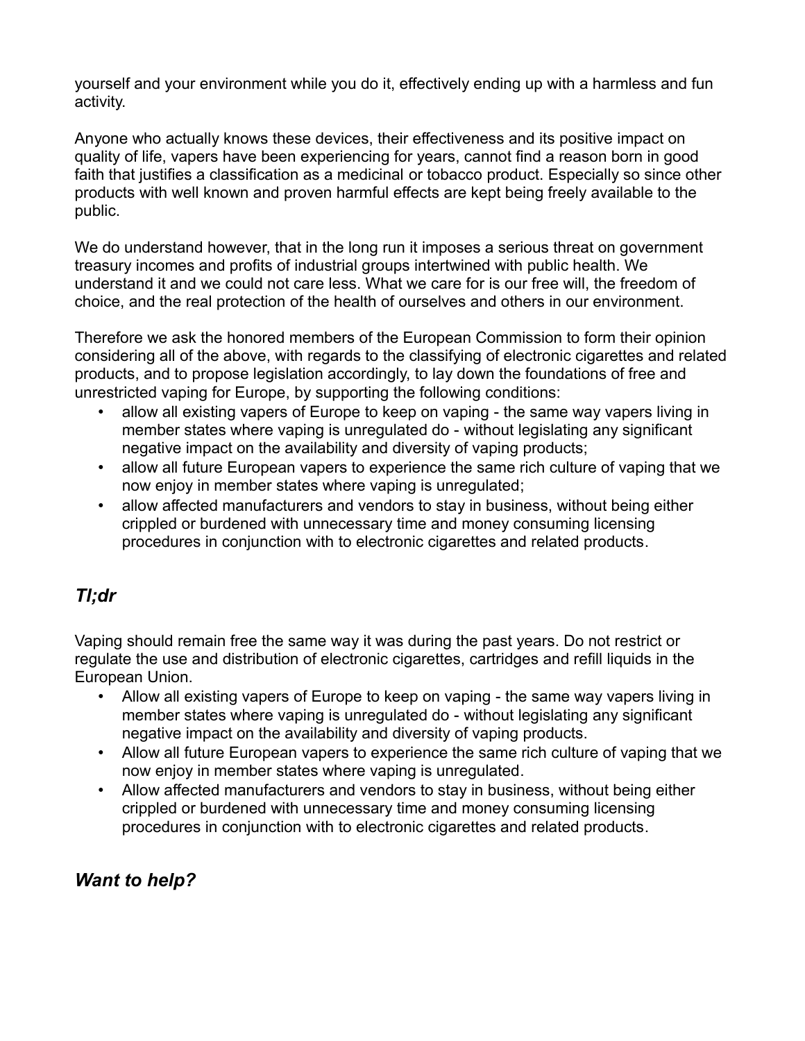yourself and your environment while you do it, effectively ending up with a harmless and fun activity.

Anyone who actually knows these devices, their effectiveness and its positive impact on quality of life, vapers have been experiencing for years, cannot find a reason born in good faith that justifies a classification as a medicinal or tobacco product. Especially so since other products with well known and proven harmful effects are kept being freely available to the public.

We do understand however, that in the long run it imposes a serious threat on government treasury incomes and profits of industrial groups intertwined with public health. We understand it and we could not care less. What we care for is our free will, the freedom of choice, and the real protection of the health of ourselves and others in our environment.

Therefore we ask the honored members of the European Commission to form their opinion considering all of the above, with regards to the classifying of electronic cigarettes and related products, and to propose legislation accordingly, to lay down the foundations of free and unrestricted vaping for Europe, by supporting the following conditions:

- allow all existing vapers of Europe to keep on vaping - the same way vapers living in member states where vaping is unregulated do - without legislating any significant negative impact on the availability and diversity of vaping products;
- allow all future European vapers to experience the same rich culture of vaping that we now enjoy in member states where vaping is unregulated;
- allow affected manufacturers and vendors to stay in business, without being either crippled or burdened with unnecessary time and money consuming licensing procedures in conjunction with to electronic cigarettes and related products.

## *Tl;dr*

Vaping should remain free the same way it was during the past years. Do not restrict or regulate the use and distribution of electronic cigarettes, cartridges and refill liquids in the European Union.

- Allow all existing vapers of Europe to keep on vaping - the same way vapers living in member states where vaping is unregulated do - without legislating any significant negative impact on the availability and diversity of vaping products.
- Allow all future European vapers to experience the same rich culture of vaping that we now enjoy in member states where vaping is unregulated.
- Allow affected manufacturers and vendors to stay in business, without being either crippled or burdened with unnecessary time and money consuming licensing procedures in conjunction with to electronic cigarettes and related products.

## *Want to help?*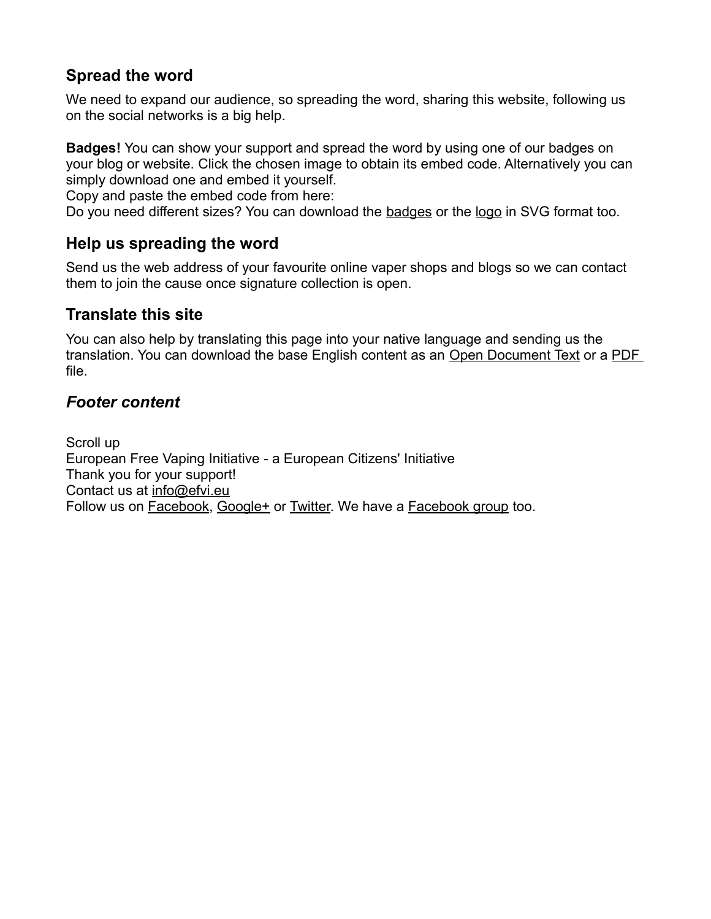## Spread the word

We need to expand our audience, so spreading the word, sharing this website, following us on the social networks is a big help.

**Badges!** You can show your support and spread the word by using one of our badges on your blog or website. Click the chosen image to obtain its embed code. Alternatively you can simply download one and embed it yourself.
Copy and paste the embed code from here:
Do you need different sizes? You can download the badges or the logo in SVG format too.

## Help us spreading the word

Send us the web address of your favourite online vaper shops and blogs so we can contact them to join the cause once signature collection is open.

## Translate this site

You can also help by translating this page into your native language and sending us the translation. You can download the base English content as an Open Document Text or a PDF file.

## *Footer content*

Scroll up
European Free Vaping Initiative - a European Citizens' Initiative
Thank you for your support!
Contact us at info@efvi.eu
Follow us on Facebook, Google+ or Twitter. We have a Facebook group too.